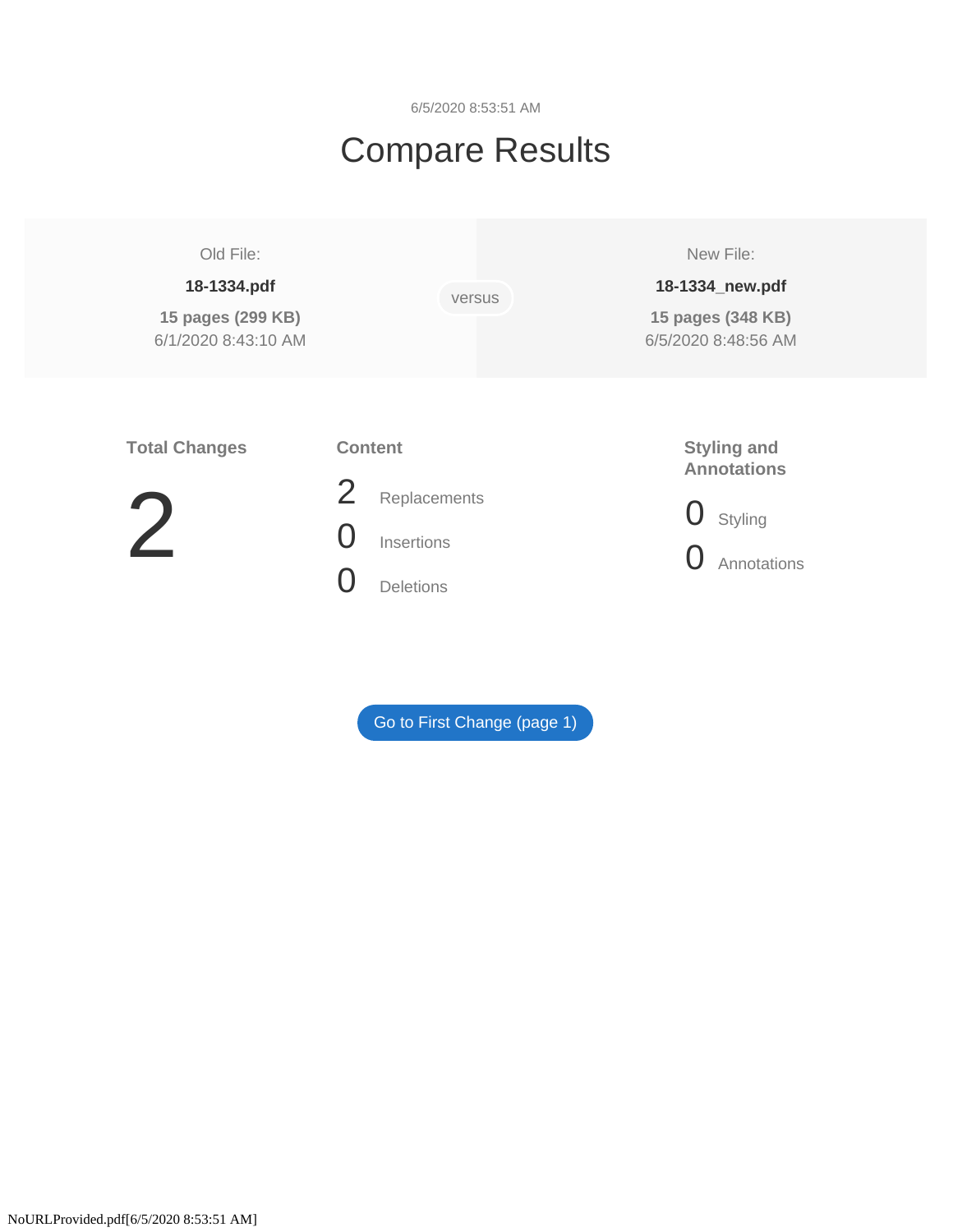6/5/2020 8:53:51 AM

# Compare Results

| Old File: | versus | New File: |
|---|---|---|
| **18-1334.pdf** | | **18-1334_new.pdf** |
| **15 pages (299 KB)** | | **15 pages (348 KB)** |
| 6/1/2020 8:43:10 AM | | 6/5/2020 8:48:56 AM |

**Total Changes**

2

**Content**

2 Replacements

0 Insertions

0 Deletions

**Styling and Annotations**

0 Styling

0 Annotations

Go to First Change (page 1)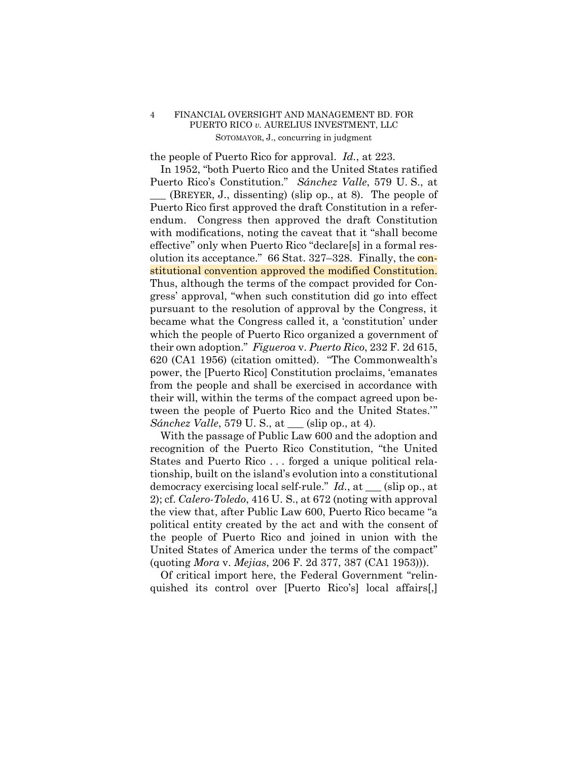the people of Puerto Rico for approval. *Id.*, at 223.

In 1952, "both Puerto Rico and the United States ratified Puerto Rico's Constitution." *Sánchez Valle*, 579 U. S., at ___ (BREYER, J., dissenting) (slip op., at 8). The people of Puerto Rico first approved the draft Constitution in a referendum. Congress then approved the draft Constitution with modifications, noting the caveat that it "shall become effective" only when Puerto Rico "declare[s] in a formal resolution its acceptance." 66 Stat. 327–328. Finally, the constitutional convention approved the modified Constitution. Thus, although the terms of the compact provided for Congress' approval, "when such constitution did go into effect pursuant to the resolution of approval by the Congress, it became what the Congress called it, a 'constitution' under which the people of Puerto Rico organized a government of their own adoption." *Figueroa* v. *Puerto Rico*, 232 F. 2d 615, 620 (CA1 1956) (citation omitted). "The Commonwealth's power, the [Puerto Rico] Constitution proclaims, 'emanates from the people and shall be exercised in accordance with their will, within the terms of the compact agreed upon between the people of Puerto Rico and the United States.'" *Sánchez Valle*, 579 U. S., at ___ (slip op., at 4).

With the passage of Public Law 600 and the adoption and recognition of the Puerto Rico Constitution, "the United States and Puerto Rico . . . forged a unique political relationship, built on the island's evolution into a constitutional democracy exercising local self-rule." *Id.*, at ___ (slip op., at 2); cf. *Calero-Toledo*, 416 U. S., at 672 (noting with approval the view that, after Public Law 600, Puerto Rico became "a political entity created by the act and with the consent of the people of Puerto Rico and joined in union with the United States of America under the terms of the compact" (quoting *Mora* v. *Mejias*, 206 F. 2d 377, 387 (CA1 1953))).

Of critical import here, the Federal Government "relinquished its control over [Puerto Rico's] local affairs[,]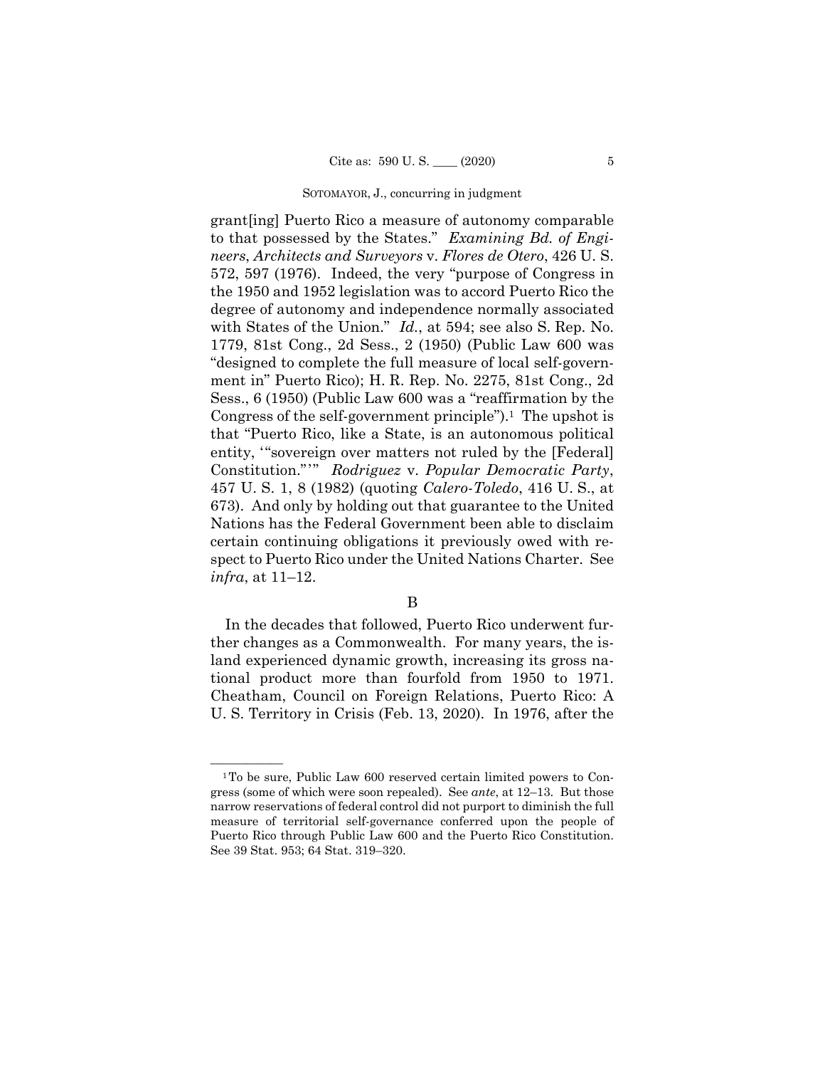grant[ing] Puerto Rico a measure of autonomy comparable to that possessed by the States." *Examining Bd. of Engineers, Architects and Surveyors* v. *Flores de Otero*, 426 U. S. 572, 597 (1976). Indeed, the very "purpose of Congress in the 1950 and 1952 legislation was to accord Puerto Rico the degree of autonomy and independence normally associated with States of the Union." *Id.*, at 594; see also S. Rep. No. 1779, 81st Cong., 2d Sess., 2 (1950) (Public Law 600 was "designed to complete the full measure of local self-government in" Puerto Rico); H. R. Rep. No. 2275, 81st Cong., 2d Sess., 6 (1950) (Public Law 600 was a "reaffirmation by the Congress of the self-government principle").[1] The upshot is that "Puerto Rico, like a State, is an autonomous political entity, '"sovereign over matters not ruled by the [Federal] Constitution."'" *Rodriguez* v. *Popular Democratic Party*, 457 U. S. 1, 8 (1982) (quoting *Calero-Toledo*, 416 U. S., at 673). And only by holding out that guarantee to the United Nations has the Federal Government been able to disclaim certain continuing obligations it previously owed with respect to Puerto Rico under the United Nations Charter. See *infra*, at 11–12.

B

In the decades that followed, Puerto Rico underwent further changes as a Commonwealth. For many years, the island experienced dynamic growth, increasing its gross national product more than fourfold from 1950 to 1971. Cheatham, Council on Foreign Relations, Puerto Rico: A U. S. Territory in Crisis (Feb. 13, 2020). In 1976, after the

---

[1] To be sure, Public Law 600 reserved certain limited powers to Congress (some of which were soon repealed). See *ante*, at 12–13. But those narrow reservations of federal control did not purport to diminish the full measure of territorial self-governance conferred upon the people of Puerto Rico through Public Law 600 and the Puerto Rico Constitution. See 39 Stat. 953; 64 Stat. 319–320.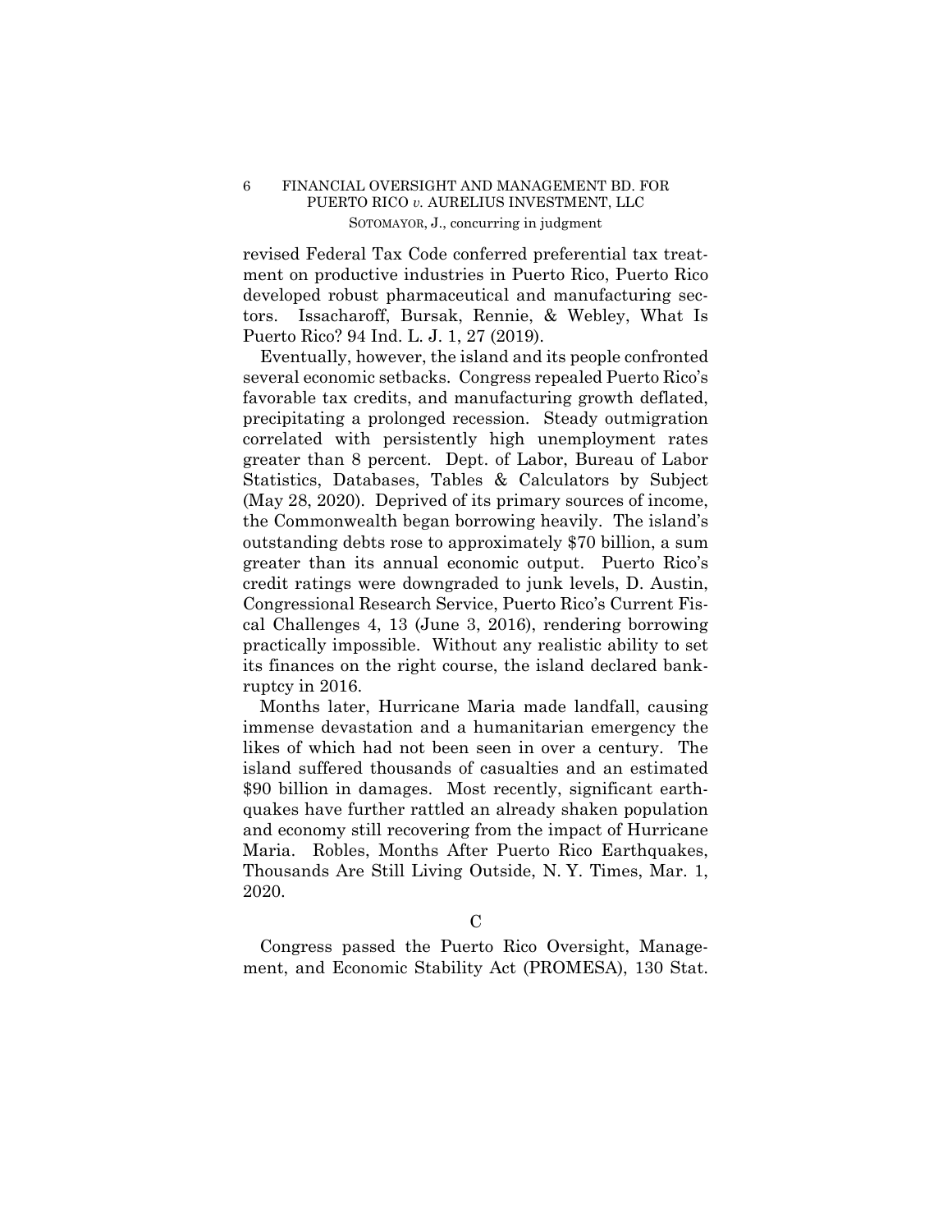revised Federal Tax Code conferred preferential tax treatment on productive industries in Puerto Rico, Puerto Rico developed robust pharmaceutical and manufacturing sectors. Issacharoff, Bursak, Rennie, & Webley, What Is Puerto Rico? 94 Ind. L. J. 1, 27 (2019).

Eventually, however, the island and its people confronted several economic setbacks. Congress repealed Puerto Rico's favorable tax credits, and manufacturing growth deflated, precipitating a prolonged recession. Steady outmigration correlated with persistently high unemployment rates greater than 8 percent. Dept. of Labor, Bureau of Labor Statistics, Databases, Tables & Calculators by Subject (May 28, 2020). Deprived of its primary sources of income, the Commonwealth began borrowing heavily. The island's outstanding debts rose to approximately $70 billion, a sum greater than its annual economic output. Puerto Rico's credit ratings were downgraded to junk levels, D. Austin, Congressional Research Service, Puerto Rico's Current Fiscal Challenges 4, 13 (June 3, 2016), rendering borrowing practically impossible. Without any realistic ability to set its finances on the right course, the island declared bankruptcy in 2016.

Months later, Hurricane Maria made landfall, causing immense devastation and a humanitarian emergency the likes of which had not been seen in over a century. The island suffered thousands of casualties and an estimated $90 billion in damages. Most recently, significant earthquakes have further rattled an already shaken population and economy still recovering from the impact of Hurricane Maria. Robles, Months After Puerto Rico Earthquakes, Thousands Are Still Living Outside, N. Y. Times, Mar. 1, 2020.

C

Congress passed the Puerto Rico Oversight, Management, and Economic Stability Act (PROMESA), 130 Stat.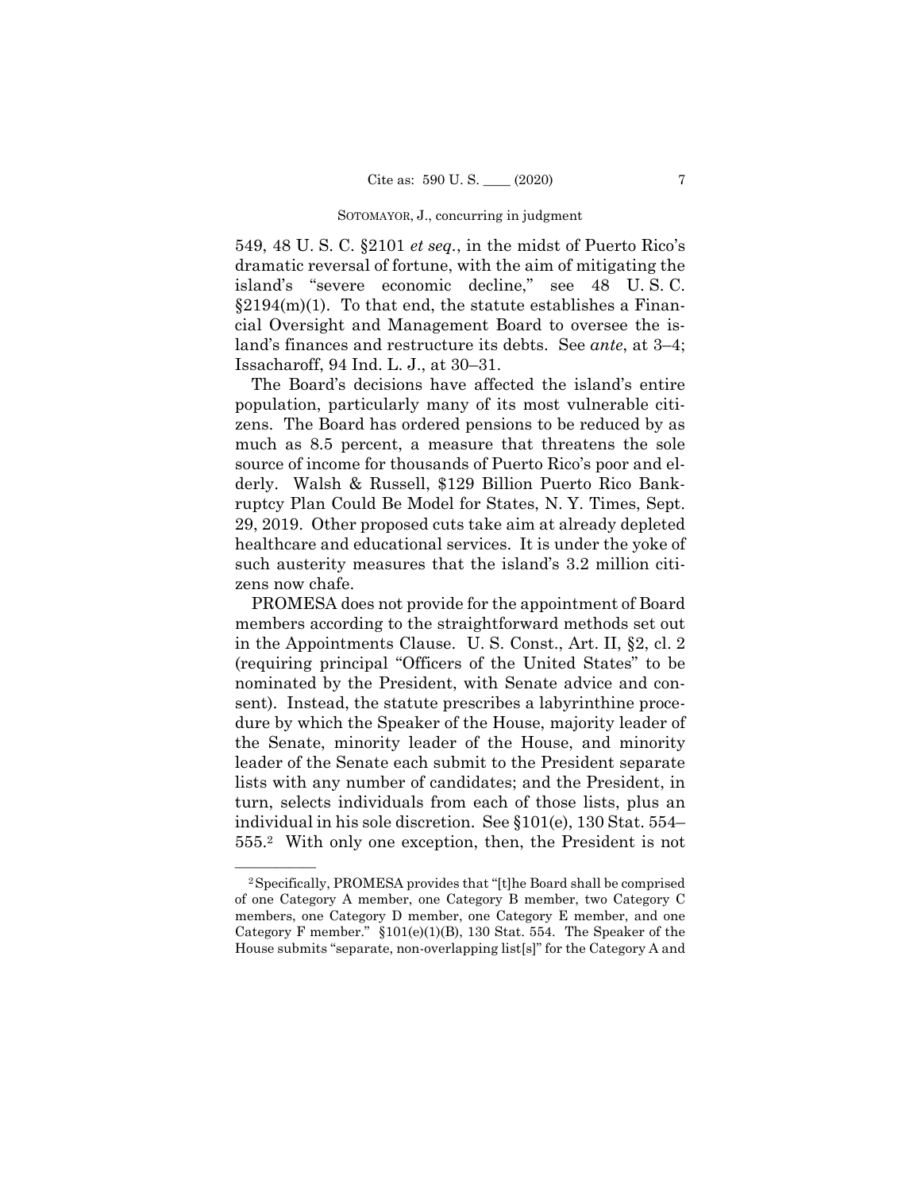549, 48 U. S. C. §2101 *et seq*., in the midst of Puerto Rico's dramatic reversal of fortune, with the aim of mitigating the island's "severe economic decline," see 48 U. S. C. §2194(m)(1). To that end, the statute establishes a Financial Oversight and Management Board to oversee the island's finances and restructure its debts. See *ante*, at 3–4; Issacharoff, 94 Ind. L. J., at 30–31.

The Board's decisions have affected the island's entire population, particularly many of its most vulnerable citizens. The Board has ordered pensions to be reduced by as much as 8.5 percent, a measure that threatens the sole source of income for thousands of Puerto Rico's poor and elderly. Walsh & Russell, $129 Billion Puerto Rico Bankruptcy Plan Could Be Model for States, N. Y. Times, Sept. 29, 2019. Other proposed cuts take aim at already depleted healthcare and educational services. It is under the yoke of such austerity measures that the island's 3.2 million citizens now chafe.

PROMESA does not provide for the appointment of Board members according to the straightforward methods set out in the Appointments Clause. U. S. Const., Art. II, §2, cl. 2 (requiring principal "Officers of the United States" to be nominated by the President, with Senate advice and consent). Instead, the statute prescribes a labyrinthine procedure by which the Speaker of the House, majority leader of the Senate, minority leader of the House, and minority leader of the Senate each submit to the President separate lists with any number of candidates; and the President, in turn, selects individuals from each of those lists, plus an individual in his sole discretion. See §101(e), 130 Stat. 554–555.[2] With only one exception, then, the President is not

[2] Specifically, PROMESA provides that "[t]he Board shall be comprised of one Category A member, one Category B member, two Category C members, one Category D member, one Category E member, and one Category F member." §101(e)(1)(B), 130 Stat. 554. The Speaker of the House submits "separate, non-overlapping list[s]" for the Category A and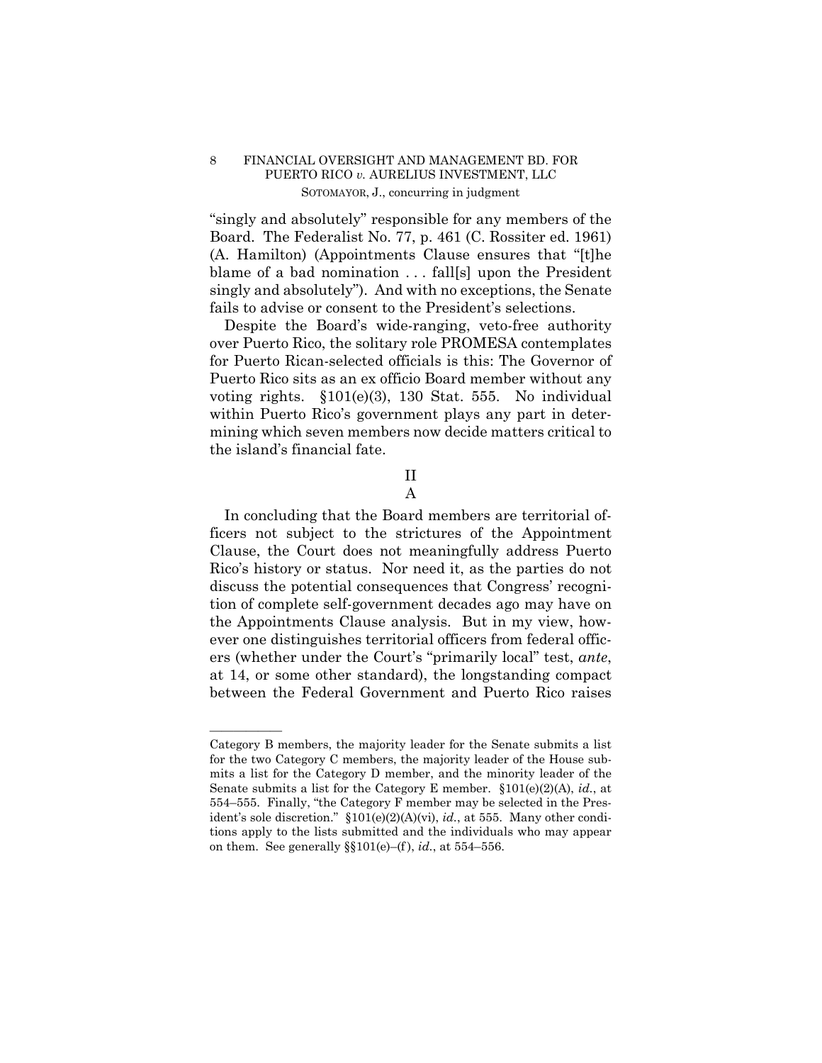"singly and absolutely" responsible for any members of the Board. The Federalist No. 77, p. 461 (C. Rossiter ed. 1961) (A. Hamilton) (Appointments Clause ensures that "[t]he blame of a bad nomination . . . fall[s] upon the President singly and absolutely"). And with no exceptions, the Senate fails to advise or consent to the President's selections.

Despite the Board's wide-ranging, veto-free authority over Puerto Rico, the solitary role PROMESA contemplates for Puerto Rican-selected officials is this: The Governor of Puerto Rico sits as an ex officio Board member without any voting rights. §101(e)(3), 130 Stat. 555. No individual within Puerto Rico's government plays any part in determining which seven members now decide matters critical to the island's financial fate.

## II

### A

In concluding that the Board members are territorial officers not subject to the strictures of the Appointment Clause, the Court does not meaningfully address Puerto Rico's history or status. Nor need it, as the parties do not discuss the potential consequences that Congress' recognition of complete self-government decades ago may have on the Appointments Clause analysis. But in my view, however one distinguishes territorial officers from federal officers (whether under the Court's "primarily local" test, *ante*, at 14, or some other standard), the longstanding compact between the Federal Government and Puerto Rico raises

---

Category B members, the majority leader for the Senate submits a list for the two Category C members, the majority leader of the House submits a list for the Category D member, and the minority leader of the Senate submits a list for the Category E member. §101(e)(2)(A), *id.*, at 554–555. Finally, "the Category F member may be selected in the President's sole discretion." §101(e)(2)(A)(vi), *id.*, at 555. Many other conditions apply to the lists submitted and the individuals who may appear on them. See generally §§101(e)–(f), *id.*, at 554–556.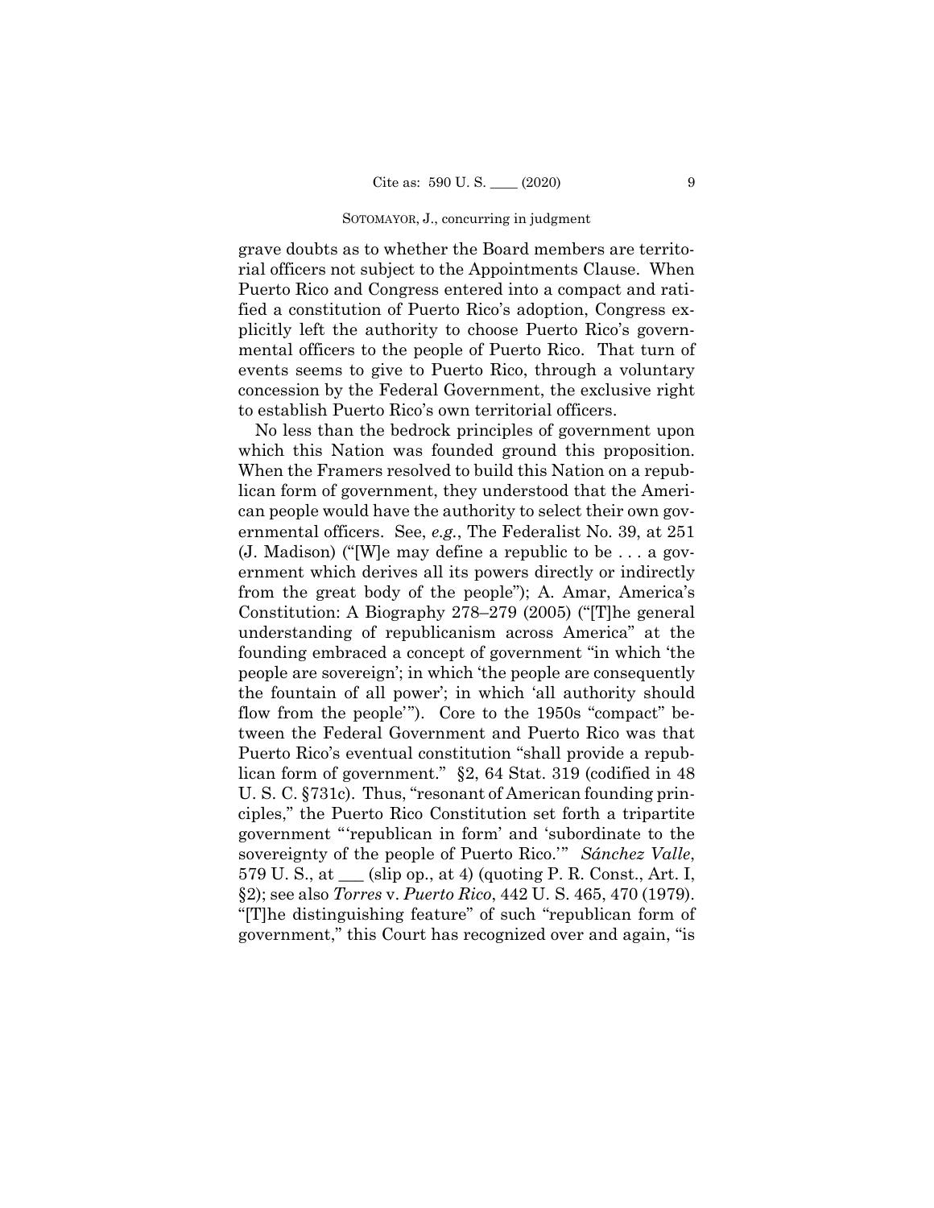grave doubts as to whether the Board members are territorial officers not subject to the Appointments Clause. When Puerto Rico and Congress entered into a compact and ratified a constitution of Puerto Rico's adoption, Congress explicitly left the authority to choose Puerto Rico's governmental officers to the people of Puerto Rico. That turn of events seems to give to Puerto Rico, through a voluntary concession by the Federal Government, the exclusive right to establish Puerto Rico's own territorial officers.

No less than the bedrock principles of government upon which this Nation was founded ground this proposition. When the Framers resolved to build this Nation on a republican form of government, they understood that the American people would have the authority to select their own governmental officers. See, *e.g.*, The Federalist No. 39, at 251 (J. Madison) ("[W]e may define a republic to be . . . a government which derives all its powers directly or indirectly from the great body of the people"); A. Amar, America's Constitution: A Biography 278–279 (2005) ("[T]he general understanding of republicanism across America" at the founding embraced a concept of government "in which 'the people are sovereign'; in which 'the people are consequently the fountain of all power'; in which 'all authority should flow from the people'"). Core to the 1950s "compact" between the Federal Government and Puerto Rico was that Puerto Rico's eventual constitution "shall provide a republican form of government." §2, 64 Stat. 319 (codified in 48 U. S. C. §731c). Thus, "resonant of American founding principles," the Puerto Rico Constitution set forth a tripartite government "'republican in form' and 'subordinate to the sovereignty of the people of Puerto Rico.'" *Sánchez Valle*, 579 U. S., at ___ (slip op., at 4) (quoting P. R. Const., Art. I, §2); see also *Torres* v. *Puerto Rico*, 442 U. S. 465, 470 (1979). "[T]he distinguishing feature" of such "republican form of government," this Court has recognized over and again, "is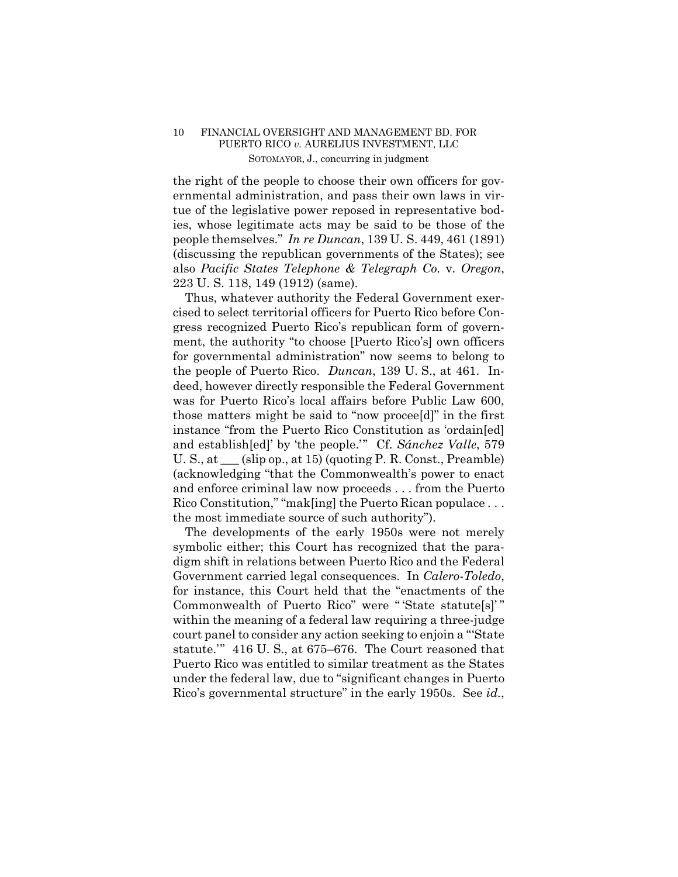the right of the people to choose their own officers for governmental administration, and pass their own laws in virtue of the legislative power reposed in representative bodies, whose legitimate acts may be said to be those of the people themselves." *In re Duncan*, 139 U. S. 449, 461 (1891) (discussing the republican governments of the States); see also *Pacific States Telephone & Telegraph Co.* v. *Oregon*, 223 U. S. 118, 149 (1912) (same).

Thus, whatever authority the Federal Government exercised to select territorial officers for Puerto Rico before Congress recognized Puerto Rico's republican form of government, the authority "to choose [Puerto Rico's] own officers for governmental administration" now seems to belong to the people of Puerto Rico. *Duncan*, 139 U. S., at 461. Indeed, however directly responsible the Federal Government was for Puerto Rico's local affairs before Public Law 600, those matters might be said to "now procee[d]" in the first instance "from the Puerto Rico Constitution as 'ordain[ed] and establish[ed]' by 'the people.'" Cf. *Sánchez Valle*, 579 U. S., at ___ (slip op., at 15) (quoting P. R. Const., Preamble) (acknowledging "that the Commonwealth's power to enact and enforce criminal law now proceeds . . . from the Puerto Rico Constitution," "mak[ing] the Puerto Rican populace . . . the most immediate source of such authority").

The developments of the early 1950s were not merely symbolic either; this Court has recognized that the paradigm shift in relations between Puerto Rico and the Federal Government carried legal consequences. In *Calero-Toledo*, for instance, this Court held that the "enactments of the Commonwealth of Puerto Rico" were "'State statute[s]'" within the meaning of a federal law requiring a three-judge court panel to consider any action seeking to enjoin a "'State statute.'" 416 U. S., at 675–676. The Court reasoned that Puerto Rico was entitled to similar treatment as the States under the federal law, due to "significant changes in Puerto Rico's governmental structure" in the early 1950s. See *id.*,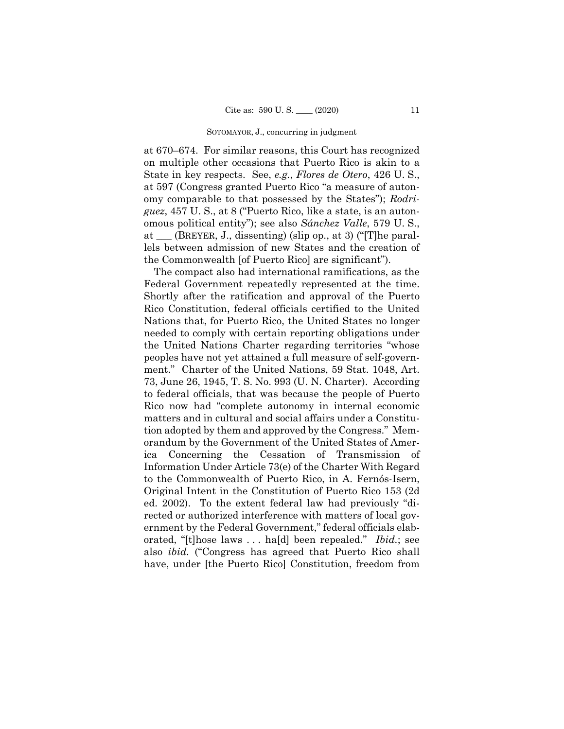at 670–674. For similar reasons, this Court has recognized on multiple other occasions that Puerto Rico is akin to a State in key respects. See, *e.g.*, *Flores de Otero*, 426 U. S., at 597 (Congress granted Puerto Rico "a measure of autonomy comparable to that possessed by the States"); *Rodriguez*, 457 U. S., at 8 ("Puerto Rico, like a state, is an autonomous political entity"); see also *Sánchez Valle*, 579 U. S., at ___ (BREYER, J., dissenting) (slip op., at 3) ("[T]he parallels between admission of new States and the creation of the Commonwealth [of Puerto Rico] are significant").

The compact also had international ramifications, as the Federal Government repeatedly represented at the time. Shortly after the ratification and approval of the Puerto Rico Constitution, federal officials certified to the United Nations that, for Puerto Rico, the United States no longer needed to comply with certain reporting obligations under the United Nations Charter regarding territories "whose peoples have not yet attained a full measure of self-government." Charter of the United Nations, 59 Stat. 1048, Art. 73, June 26, 1945, T. S. No. 993 (U. N. Charter). According to federal officials, that was because the people of Puerto Rico now had "complete autonomy in internal economic matters and in cultural and social affairs under a Constitution adopted by them and approved by the Congress." Memorandum by the Government of the United States of America Concerning the Cessation of Transmission of Information Under Article 73(e) of the Charter With Regard to the Commonwealth of Puerto Rico, in A. Fernós-Isern, Original Intent in the Constitution of Puerto Rico 153 (2d ed. 2002). To the extent federal law had previously "directed or authorized interference with matters of local government by the Federal Government," federal officials elaborated, "[t]hose laws . . . ha[d] been repealed." *Ibid.*; see also *ibid.* ("Congress has agreed that Puerto Rico shall have, under [the Puerto Rico] Constitution, freedom from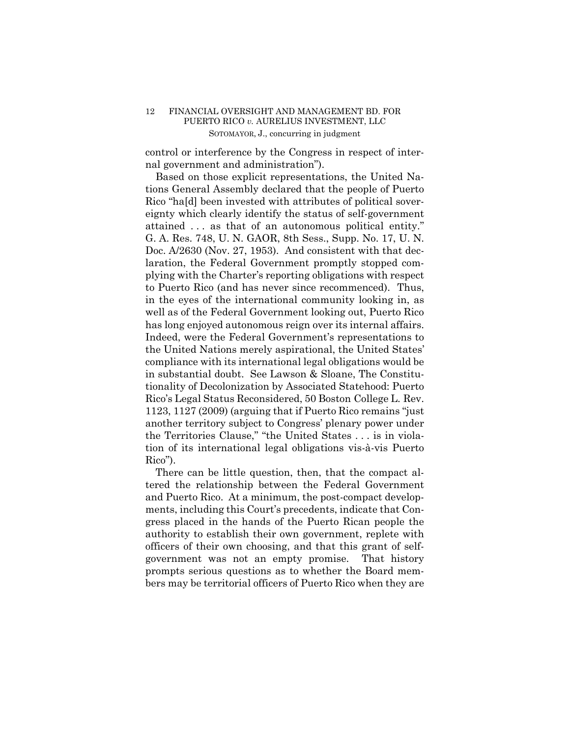control or interference by the Congress in respect of internal government and administration").

Based on those explicit representations, the United Nations General Assembly declared that the people of Puerto Rico "ha[d] been invested with attributes of political sovereignty which clearly identify the status of self-government attained . . . as that of an autonomous political entity." G. A. Res. 748, U. N. GAOR, 8th Sess., Supp. No. 17, U. N. Doc. A/2630 (Nov. 27, 1953). And consistent with that declaration, the Federal Government promptly stopped complying with the Charter's reporting obligations with respect to Puerto Rico (and has never since recommenced). Thus, in the eyes of the international community looking in, as well as of the Federal Government looking out, Puerto Rico has long enjoyed autonomous reign over its internal affairs. Indeed, were the Federal Government's representations to the United Nations merely aspirational, the United States' compliance with its international legal obligations would be in substantial doubt. See Lawson & Sloane, The Constitutionality of Decolonization by Associated Statehood: Puerto Rico's Legal Status Reconsidered, 50 Boston College L. Rev. 1123, 1127 (2009) (arguing that if Puerto Rico remains "just another territory subject to Congress' plenary power under the Territories Clause," "the United States . . . is in violation of its international legal obligations vis-à-vis Puerto Rico").

There can be little question, then, that the compact altered the relationship between the Federal Government and Puerto Rico. At a minimum, the post-compact developments, including this Court's precedents, indicate that Congress placed in the hands of the Puerto Rican people the authority to establish their own government, replete with officers of their own choosing, and that this grant of self-government was not an empty promise. That history prompts serious questions as to whether the Board members may be territorial officers of Puerto Rico when they are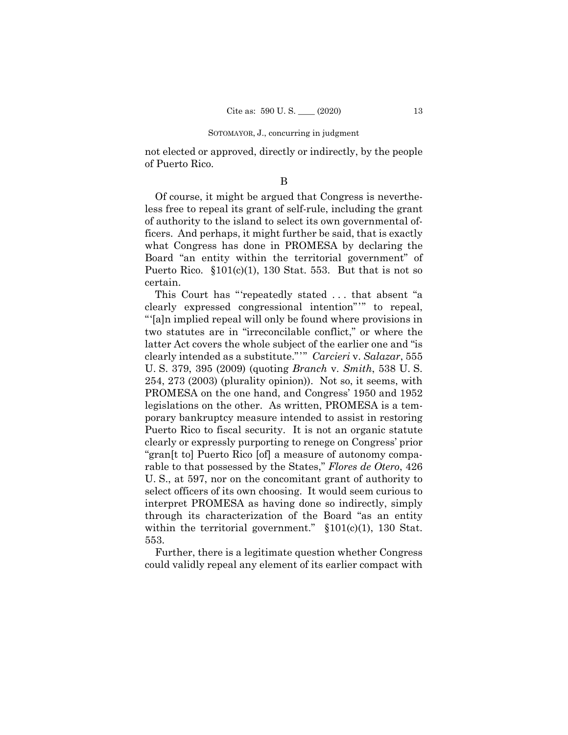not elected or approved, directly or indirectly, by the people of Puerto Rico.

B

Of course, it might be argued that Congress is nevertheless free to repeal its grant of self-rule, including the grant of authority to the island to select its own governmental officers. And perhaps, it might further be said, that is exactly what Congress has done in PROMESA by declaring the Board "an entity within the territorial government" of Puerto Rico. §101(c)(1), 130 Stat. 553. But that is not so certain.

This Court has "'repeatedly stated . . . that absent "a clearly expressed congressional intention"'" to repeal, "'[a]n implied repeal will only be found where provisions in two statutes are in "irreconcilable conflict," or where the latter Act covers the whole subject of the earlier one and "is clearly intended as a substitute."'" *Carcieri* v. *Salazar*, 555 U. S. 379, 395 (2009) (quoting *Branch* v. *Smith*, 538 U. S. 254, 273 (2003) (plurality opinion)). Not so, it seems, with PROMESA on the one hand, and Congress' 1950 and 1952 legislations on the other. As written, PROMESA is a temporary bankruptcy measure intended to assist in restoring Puerto Rico to fiscal security. It is not an organic statute clearly or expressly purporting to renege on Congress' prior "gran[t to] Puerto Rico [of] a measure of autonomy comparable to that possessed by the States," *Flores de Otero*, 426 U. S., at 597, nor on the concomitant grant of authority to select officers of its own choosing. It would seem curious to interpret PROMESA as having done so indirectly, simply through its characterization of the Board "as an entity within the territorial government." §101(c)(1), 130 Stat. 553.

Further, there is a legitimate question whether Congress could validly repeal any element of its earlier compact with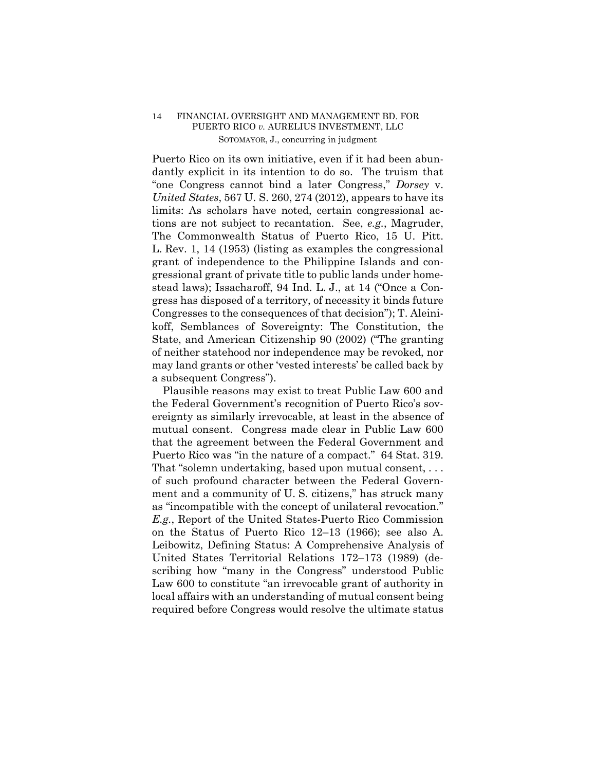Puerto Rico on its own initiative, even if it had been abundantly explicit in its intention to do so. The truism that "one Congress cannot bind a later Congress," *Dorsey* v. *United States*, 567 U. S. 260, 274 (2012), appears to have its limits: As scholars have noted, certain congressional actions are not subject to recantation. See, *e.g.*, Magruder, The Commonwealth Status of Puerto Rico, 15 U. Pitt. L. Rev. 1, 14 (1953) (listing as examples the congressional grant of independence to the Philippine Islands and congressional grant of private title to public lands under homestead laws); Issacharoff, 94 Ind. L. J., at 14 ("Once a Congress has disposed of a territory, of necessity it binds future Congresses to the consequences of that decision"); T. Aleinikoff, Semblances of Sovereignty: The Constitution, the State, and American Citizenship 90 (2002) ("The granting of neither statehood nor independence may be revoked, nor may land grants or other 'vested interests' be called back by a subsequent Congress").

Plausible reasons may exist to treat Public Law 600 and the Federal Government's recognition of Puerto Rico's sovereignty as similarly irrevocable, at least in the absence of mutual consent. Congress made clear in Public Law 600 that the agreement between the Federal Government and Puerto Rico was "in the nature of a compact." 64 Stat. 319. That "solemn undertaking, based upon mutual consent, . . . of such profound character between the Federal Government and a community of U. S. citizens," has struck many as "incompatible with the concept of unilateral revocation." *E.g.*, Report of the United States-Puerto Rico Commission on the Status of Puerto Rico 12–13 (1966); see also A. Leibowitz, Defining Status: A Comprehensive Analysis of United States Territorial Relations 172–173 (1989) (describing how "many in the Congress" understood Public Law 600 to constitute "an irrevocable grant of authority in local affairs with an understanding of mutual consent being required before Congress would resolve the ultimate status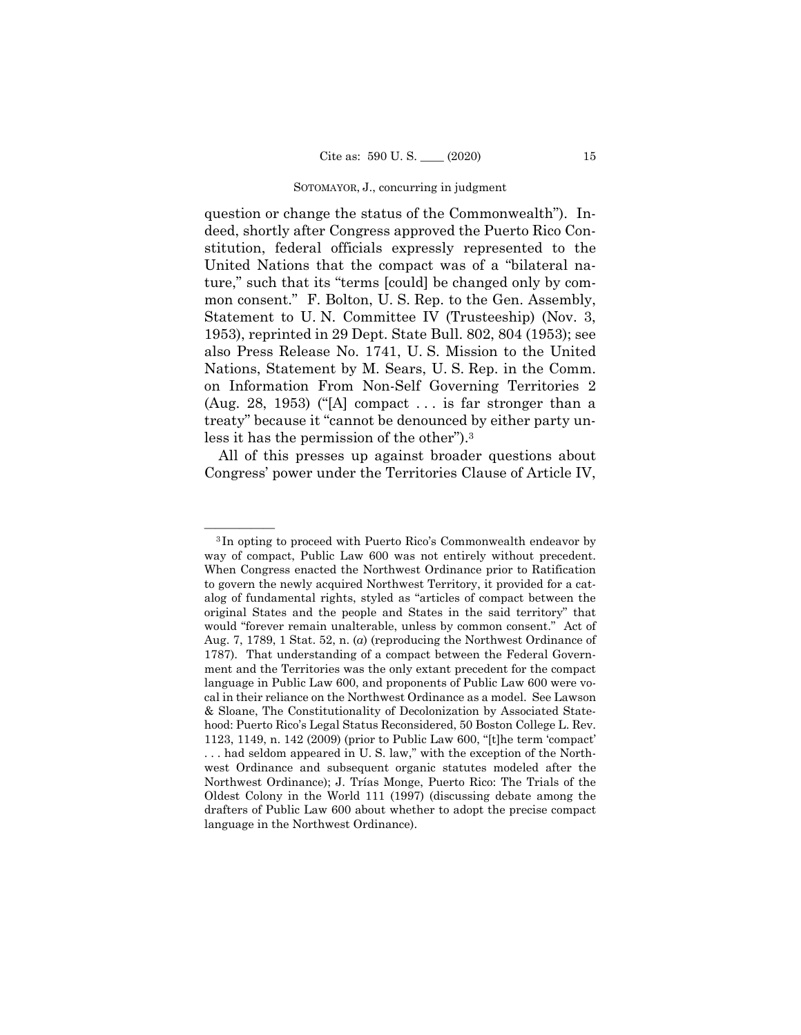question or change the status of the Commonwealth"). Indeed, shortly after Congress approved the Puerto Rico Constitution, federal officials expressly represented to the United Nations that the compact was of a "bilateral nature," such that its "terms [could] be changed only by common consent." F. Bolton, U. S. Rep. to the Gen. Assembly, Statement to U. N. Committee IV (Trusteeship) (Nov. 3, 1953), reprinted in 29 Dept. State Bull. 802, 804 (1953); see also Press Release No. 1741, U. S. Mission to the United Nations, Statement by M. Sears, U. S. Rep. in the Comm. on Information From Non-Self Governing Territories 2 (Aug. 28, 1953) ("[A] compact . . . is far stronger than a treaty" because it "cannot be denounced by either party unless it has the permission of the other").[3]

All of this presses up against broader questions about Congress' power under the Territories Clause of Article IV,

---

[3] In opting to proceed with Puerto Rico's Commonwealth endeavor by way of compact, Public Law 600 was not entirely without precedent. When Congress enacted the Northwest Ordinance prior to Ratification to govern the newly acquired Northwest Territory, it provided for a catalog of fundamental rights, styled as "articles of compact between the original States and the people and States in the said territory" that would "forever remain unalterable, unless by common consent." Act of Aug. 7, 1789, 1 Stat. 52, n. (*a*) (reproducing the Northwest Ordinance of 1787). That understanding of a compact between the Federal Government and the Territories was the only extant precedent for the compact language in Public Law 600, and proponents of Public Law 600 were vocal in their reliance on the Northwest Ordinance as a model. See Lawson & Sloane, The Constitutionality of Decolonization by Associated Statehood: Puerto Rico's Legal Status Reconsidered, 50 Boston College L. Rev. 1123, 1149, n. 142 (2009) (prior to Public Law 600, "[t]he term 'compact' . . . had seldom appeared in U. S. law," with the exception of the Northwest Ordinance and subsequent organic statutes modeled after the Northwest Ordinance); J. Trías Monge, Puerto Rico: The Trials of the Oldest Colony in the World 111 (1997) (discussing debate among the drafters of Public Law 600 about whether to adopt the precise compact language in the Northwest Ordinance).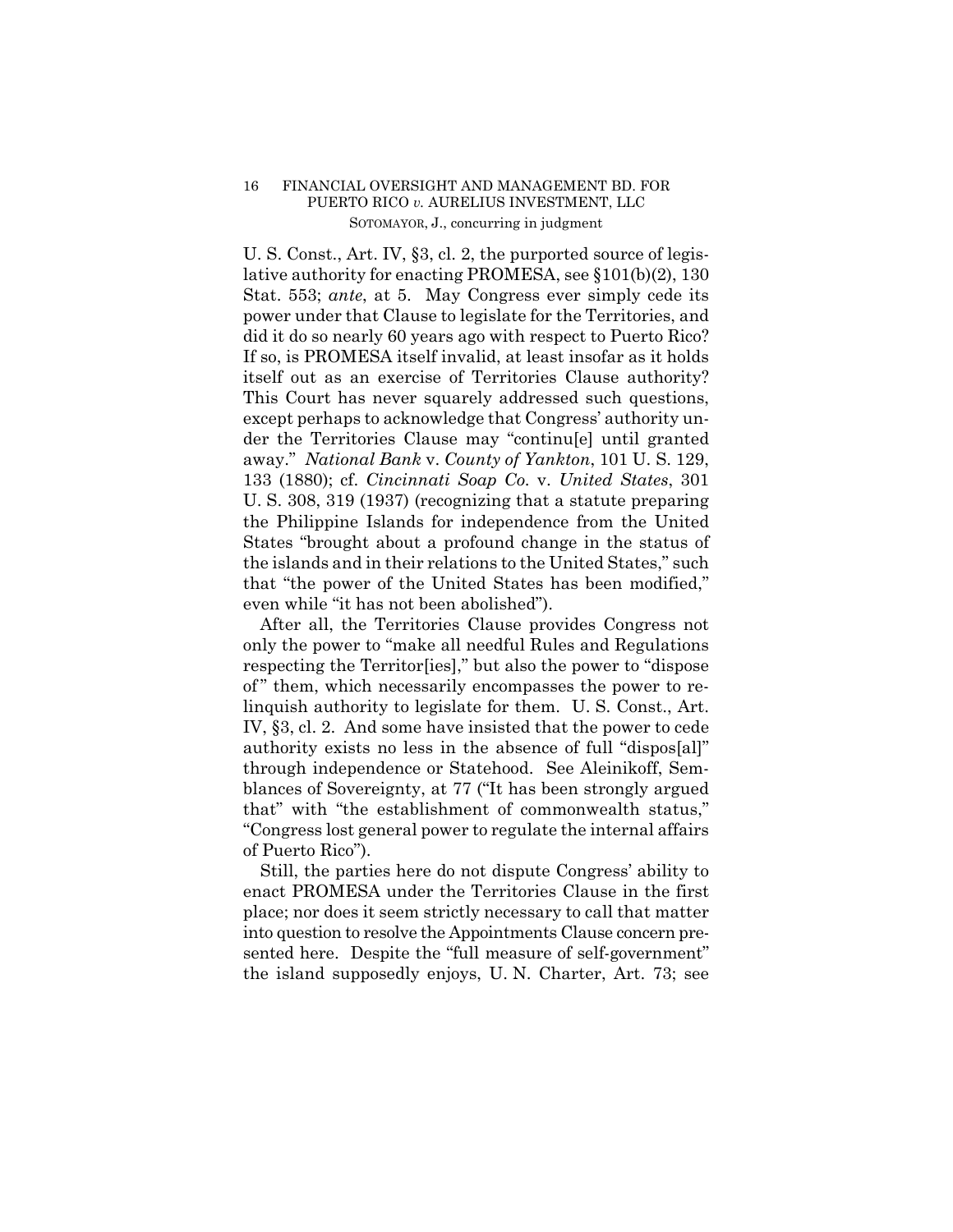U. S. Const., Art. IV, §3, cl. 2, the purported source of legislative authority for enacting PROMESA, see §101(b)(2), 130 Stat. 553; *ante*, at 5. May Congress ever simply cede its power under that Clause to legislate for the Territories, and did it do so nearly 60 years ago with respect to Puerto Rico? If so, is PROMESA itself invalid, at least insofar as it holds itself out as an exercise of Territories Clause authority? This Court has never squarely addressed such questions, except perhaps to acknowledge that Congress' authority under the Territories Clause may "continu[e] until granted away." *National Bank* v. *County of Yankton*, 101 U. S. 129, 133 (1880); cf. *Cincinnati Soap Co.* v. *United States*, 301 U. S. 308, 319 (1937) (recognizing that a statute preparing the Philippine Islands for independence from the United States "brought about a profound change in the status of the islands and in their relations to the United States," such that "the power of the United States has been modified," even while "it has not been abolished").

After all, the Territories Clause provides Congress not only the power to "make all needful Rules and Regulations respecting the Territor[ies]," but also the power to "dispose of" them, which necessarily encompasses the power to relinquish authority to legislate for them. U. S. Const., Art. IV, §3, cl. 2. And some have insisted that the power to cede authority exists no less in the absence of full "dispos[al]" through independence or Statehood. See Aleinikoff, Semblances of Sovereignty, at 77 ("It has been strongly argued that" with "the establishment of commonwealth status," "Congress lost general power to regulate the internal affairs of Puerto Rico").

Still, the parties here do not dispute Congress' ability to enact PROMESA under the Territories Clause in the first place; nor does it seem strictly necessary to call that matter into question to resolve the Appointments Clause concern presented here. Despite the "full measure of self-government" the island supposedly enjoys, U. N. Charter, Art. 73; see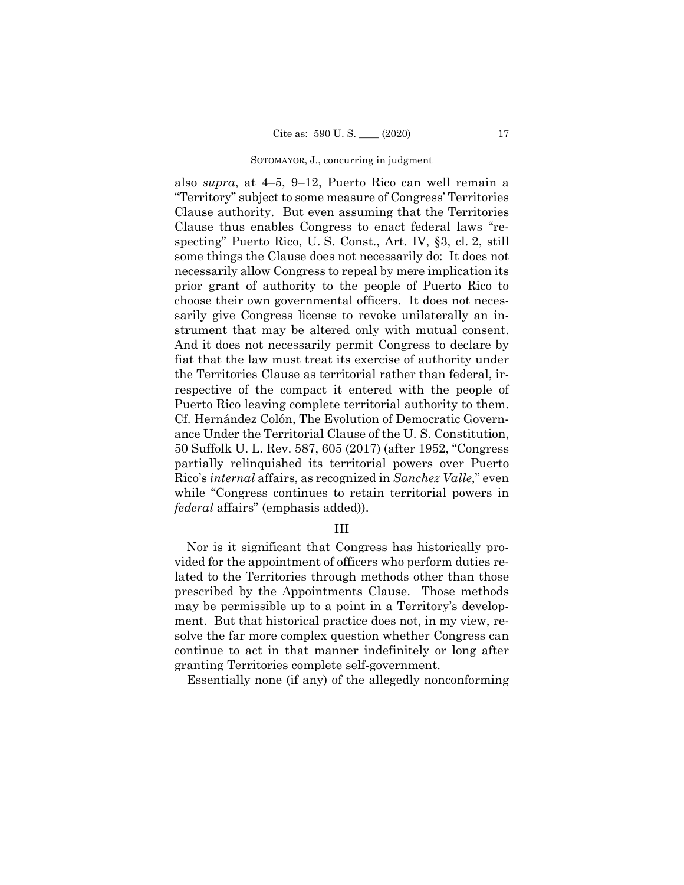also *supra*, at 4–5, 9–12, Puerto Rico can well remain a "Territory" subject to some measure of Congress' Territories Clause authority. But even assuming that the Territories Clause thus enables Congress to enact federal laws "respecting" Puerto Rico, U. S. Const., Art. IV, §3, cl. 2, still some things the Clause does not necessarily do: It does not necessarily allow Congress to repeal by mere implication its prior grant of authority to the people of Puerto Rico to choose their own governmental officers. It does not necessarily give Congress license to revoke unilaterally an instrument that may be altered only with mutual consent. And it does not necessarily permit Congress to declare by fiat that the law must treat its exercise of authority under the Territories Clause as territorial rather than federal, irrespective of the compact it entered with the people of Puerto Rico leaving complete territorial authority to them. Cf. Hernández Colón, The Evolution of Democratic Governance Under the Territorial Clause of the U. S. Constitution, 50 Suffolk U. L. Rev. 587, 605 (2017) (after 1952, "Congress partially relinquished its territorial powers over Puerto Rico's *internal* affairs, as recognized in *Sanchez Valle*," even while "Congress continues to retain territorial powers in *federal* affairs" (emphasis added)).

## III

Nor is it significant that Congress has historically provided for the appointment of officers who perform duties related to the Territories through methods other than those prescribed by the Appointments Clause. Those methods may be permissible up to a point in a Territory's development. But that historical practice does not, in my view, resolve the far more complex question whether Congress can continue to act in that manner indefinitely or long after granting Territories complete self-government.

Essentially none (if any) of the allegedly nonconforming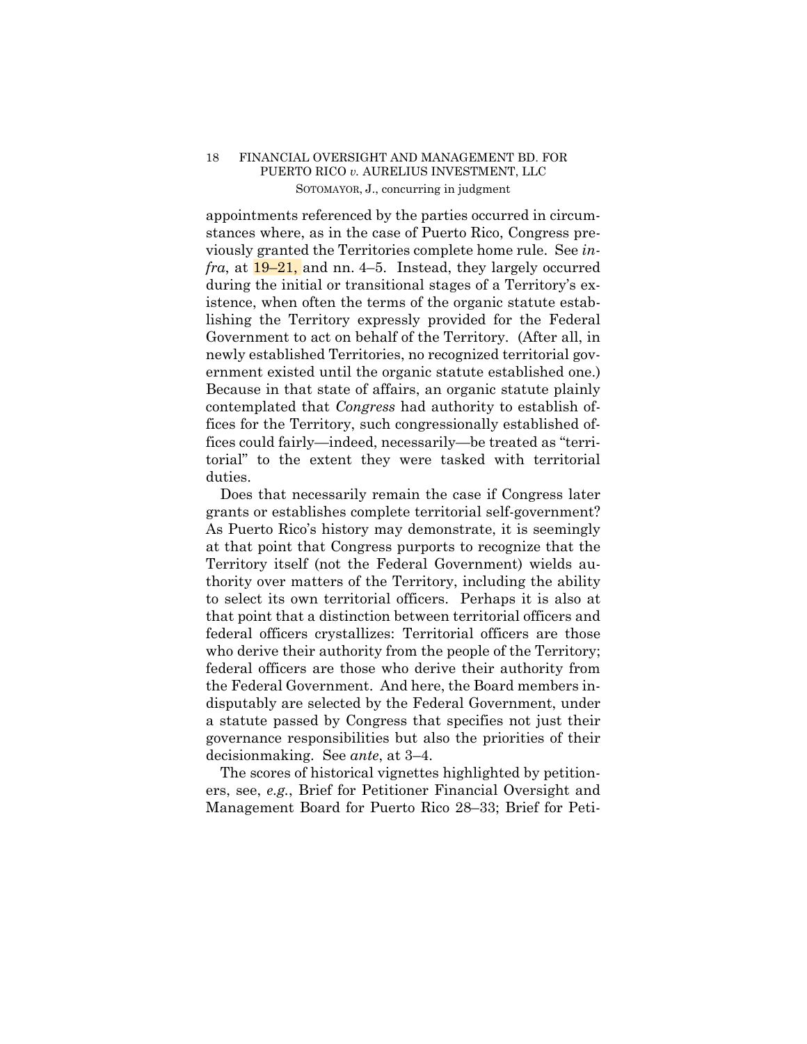appointments referenced by the parties occurred in circumstances where, as in the case of Puerto Rico, Congress previously granted the Territories complete home rule. See *infra*, at 19–21, and nn. 4–5. Instead, they largely occurred during the initial or transitional stages of a Territory's existence, when often the terms of the organic statute establishing the Territory expressly provided for the Federal Government to act on behalf of the Territory. (After all, in newly established Territories, no recognized territorial government existed until the organic statute established one.) Because in that state of affairs, an organic statute plainly contemplated that *Congress* had authority to establish offices for the Territory, such congressionally established offices could fairly—indeed, necessarily—be treated as "territorial" to the extent they were tasked with territorial duties.

Does that necessarily remain the case if Congress later grants or establishes complete territorial self-government? As Puerto Rico's history may demonstrate, it is seemingly at that point that Congress purports to recognize that the Territory itself (not the Federal Government) wields authority over matters of the Territory, including the ability to select its own territorial officers. Perhaps it is also at that point that a distinction between territorial officers and federal officers crystallizes: Territorial officers are those who derive their authority from the people of the Territory; federal officers are those who derive their authority from the Federal Government. And here, the Board members indisputably are selected by the Federal Government, under a statute passed by Congress that specifies not just their governance responsibilities but also the priorities of their decisionmaking. See *ante*, at 3–4.

The scores of historical vignettes highlighted by petitioners, see, *e.g.*, Brief for Petitioner Financial Oversight and Management Board for Puerto Rico 28–33; Brief for Peti-